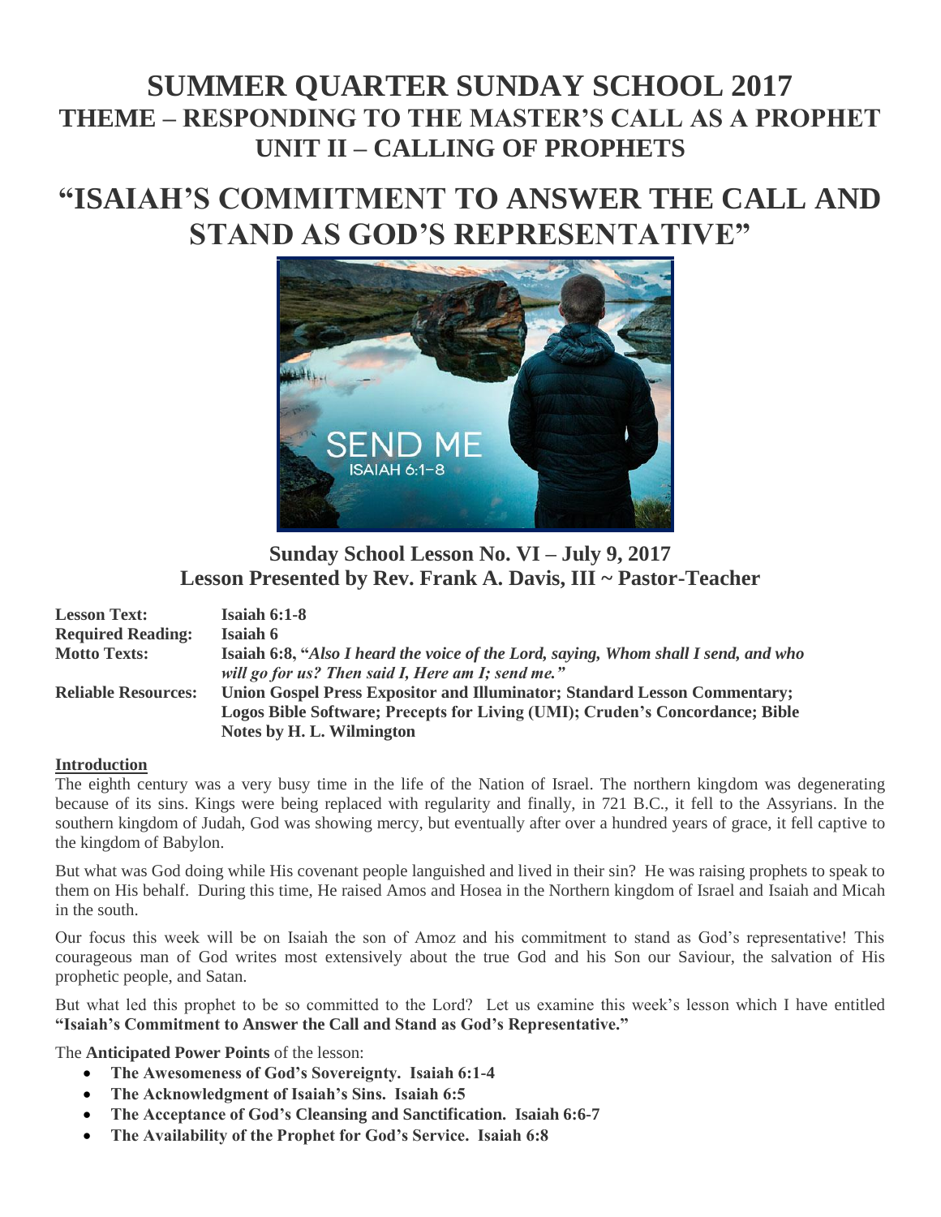# SUMMER QUARTER SUNDAY SCHOOL 2017
## THEME – RESPONDING TO THE MASTER'S CALL AS A PROPHET
## UNIT II – CALLING OF PROPHETS

# "ISAIAH'S COMMITMENT TO ANSWER THE CALL AND STAND AS GOD'S REPRESENTATIVE"

### Sunday School Lesson No. VI – July 9, 2017
### Lesson Presented by Rev. Frank A. Davis, III ~ Pastor-Teacher

| | |
|---|---|
| **Lesson Text:** | **Isaiah 6:1-8** |
| **Required Reading:** | **Isaiah 6** |
| **Motto Texts:** | **Isaiah 6:8, "*Also I heard the voice of the Lord, saying, Whom shall I send, and who will go for us? Then said I, Here am I; send me."*** |
| **Reliable Resources:** | **Union Gospel Press Expositor and Illuminator; Standard Lesson Commentary; Logos Bible Software; Precepts for Living (UMI); Cruden's Concordance; Bible Notes by H. L. Wilmington** |

**Introduction**

The eighth century was a very busy time in the life of the Nation of Israel. The northern kingdom was degenerating because of its sins. Kings were being replaced with regularity and finally, in 721 B.C., it fell to the Assyrians. In the southern kingdom of Judah, God was showing mercy, but eventually after over a hundred years of grace, it fell captive to the kingdom of Babylon.

But what was God doing while His covenant people languished and lived in their sin? He was raising prophets to speak to them on His behalf. During this time, He raised Amos and Hosea in the Northern kingdom of Israel and Isaiah and Micah in the south.

Our focus this week will be on Isaiah the son of Amoz and his commitment to stand as God's representative! This courageous man of God writes most extensively about the true God and his Son our Saviour, the salvation of His prophetic people, and Satan.

But what led this prophet to be so committed to the Lord? Let us examine this week's lesson which I have entitled **"Isaiah's Commitment to Answer the Call and Stand as God's Representative."**

The **Anticipated Power Points** of the lesson:

- **The Awesomeness of God's Sovereignty. Isaiah 6:1-4**
- **The Acknowledgment of Isaiah's Sins. Isaiah 6:5**
- **The Acceptance of God's Cleansing and Sanctification. Isaiah 6:6-7**
- **The Availability of the Prophet for God's Service. Isaiah 6:8**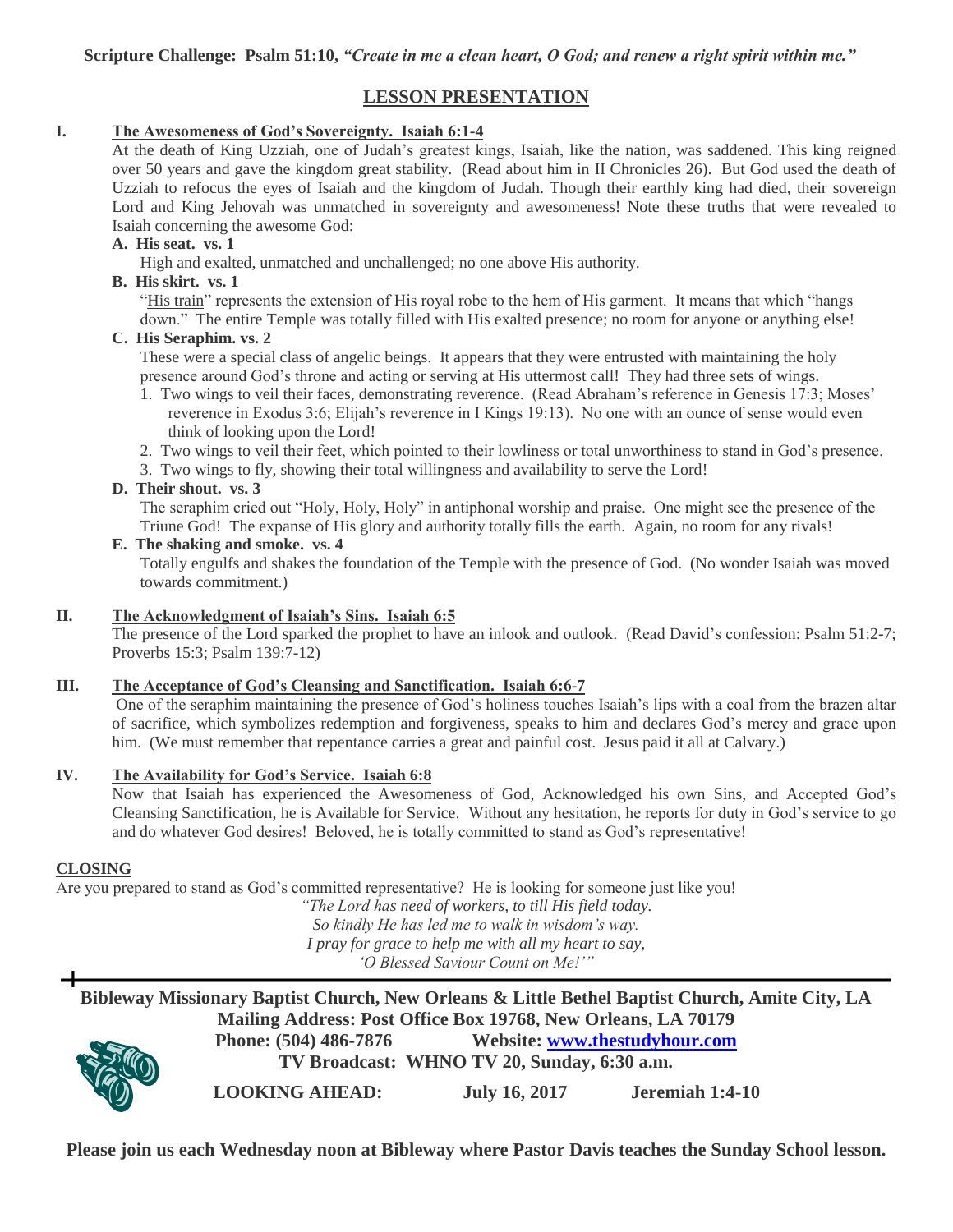**Scripture Challenge: Psalm 51:10, *"Create in me a clean heart, O God; and renew a right spirit within me."***

## LESSON PRESENTATION

### I. The Awesomeness of God's Sovereignty. Isaiah 6:1-4

At the death of King Uzziah, one of Judah's greatest kings, Isaiah, like the nation, was saddened. This king reigned over 50 years and gave the kingdom great stability. (Read about him in II Chronicles 26). But God used the death of Uzziah to refocus the eyes of Isaiah and the kingdom of Judah. Though their earthly king had died, their sovereign Lord and King Jehovah was unmatched in sovereignty and awesomeness! Note these truths that were revealed to Isaiah concerning the awesome God:

**A. His seat. vs. 1**

High and exalted, unmatched and unchallenged; no one above His authority.

**B. His skirt. vs. 1**

"His train" represents the extension of His royal robe to the hem of His garment. It means that which "hangs down." The entire Temple was totally filled with His exalted presence; no room for anyone or anything else!

**C. His Seraphim. vs. 2**

These were a special class of angelic beings. It appears that they were entrusted with maintaining the holy presence around God's throne and acting or serving at His uttermost call! They had three sets of wings.

1. Two wings to veil their faces, demonstrating reverence. (Read Abraham's reference in Genesis 17:3; Moses' reverence in Exodus 3:6; Elijah's reverence in I Kings 19:13). No one with an ounce of sense would even think of looking upon the Lord!
2. Two wings to veil their feet, which pointed to their lowliness or total unworthiness to stand in God's presence.
3. Two wings to fly, showing their total willingness and availability to serve the Lord!

**D. Their shout. vs. 3**

The seraphim cried out "Holy, Holy, Holy" in antiphonal worship and praise. One might see the presence of the Triune God! The expanse of His glory and authority totally fills the earth. Again, no room for any rivals!

**E. The shaking and smoke. vs. 4**

Totally engulfs and shakes the foundation of the Temple with the presence of God. (No wonder Isaiah was moved towards commitment.)

### II. The Acknowledgment of Isaiah's Sins. Isaiah 6:5

The presence of the Lord sparked the prophet to have an inlook and outlook. (Read David's confession: Psalm 51:2-7; Proverbs 15:3; Psalm 139:7-12)

### III. The Acceptance of God's Cleansing and Sanctification. Isaiah 6:6-7

One of the seraphim maintaining the presence of God's holiness touches Isaiah's lips with a coal from the brazen altar of sacrifice, which symbolizes redemption and forgiveness, speaks to him and declares God's mercy and grace upon him. (We must remember that repentance carries a great and painful cost. Jesus paid it all at Calvary.)

### IV. The Availability for God's Service. Isaiah 6:8

Now that Isaiah has experienced the Awesomeness of God, Acknowledged his own Sins, and Accepted God's Cleansing Sanctification, he is Available for Service. Without any hesitation, he reports for duty in God's service to go and do whatever God desires! Beloved, he is totally committed to stand as God's representative!

## CLOSING

Are you prepared to stand as God's committed representative? He is looking for someone just like you!

*"The Lord has need of workers, to till His field today.*
*So kindly He has led me to walk in wisdom's way.*
*I pray for grace to help me with all my heart to say,*
*'O Blessed Saviour Count on Me!'"*

---

**Bibleway Missionary Baptist Church, New Orleans & Little Bethel Baptist Church, Amite City, LA**
**Mailing Address: Post Office Box 19768, New Orleans, LA 70179**
**Phone: (504) 486-7876 Website: www.thestudyhour.com**
**TV Broadcast: WHNO TV 20, Sunday, 6:30 a.m.**

**LOOKING AHEAD: July 16, 2017 Jeremiah 1:4-10**

**Please join us each Wednesday noon at Bibleway where Pastor Davis teaches the Sunday School lesson.**